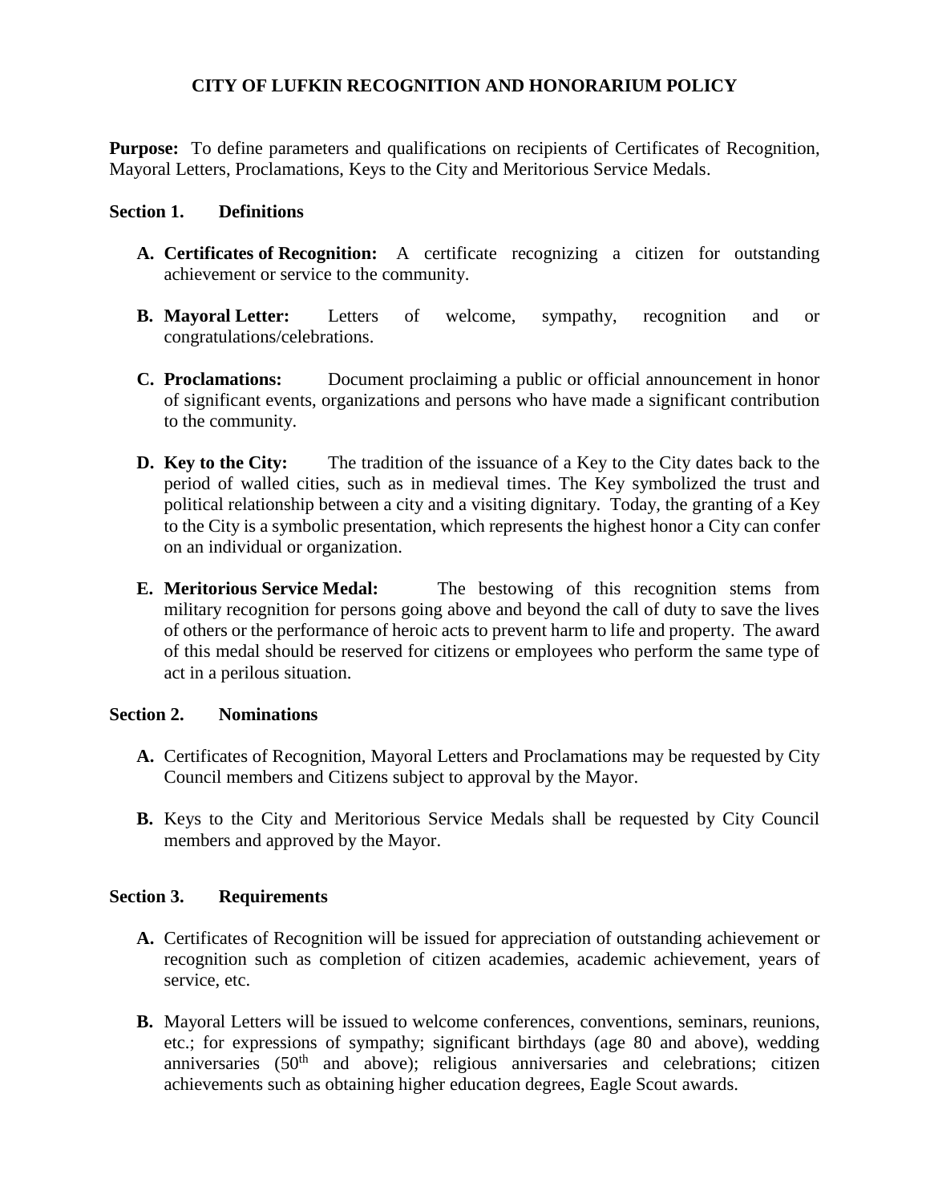# CITY OF LUFKIN RECOGNITION AND HONORARIUM POLICY

**Purpose:** To define parameters and qualifications on recipients of Certificates of Recognition, Mayoral Letters, Proclamations, Keys to the City and Meritorious Service Medals.

## Section 1. Definitions

**A. Certificates of Recognition:** A certificate recognizing a citizen for outstanding achievement or service to the community.

**B. Mayoral Letter:** Letters of welcome, sympathy, recognition and or congratulations/celebrations.

**C. Proclamations:** Document proclaiming a public or official announcement in honor of significant events, organizations and persons who have made a significant contribution to the community.

**D. Key to the City:** The tradition of the issuance of a Key to the City dates back to the period of walled cities, such as in medieval times. The Key symbolized the trust and political relationship between a city and a visiting dignitary. Today, the granting of a Key to the City is a symbolic presentation, which represents the highest honor a City can confer on an individual or organization.

**E. Meritorious Service Medal:** The bestowing of this recognition stems from military recognition for persons going above and beyond the call of duty to save the lives of others or the performance of heroic acts to prevent harm to life and property. The award of this medal should be reserved for citizens or employees who perform the same type of act in a perilous situation.

## Section 2. Nominations

**A.** Certificates of Recognition, Mayoral Letters and Proclamations may be requested by City Council members and Citizens subject to approval by the Mayor.

**B.** Keys to the City and Meritorious Service Medals shall be requested by City Council members and approved by the Mayor.

## Section 3. Requirements

**A.** Certificates of Recognition will be issued for appreciation of outstanding achievement or recognition such as completion of citizen academies, academic achievement, years of service, etc.

**B.** Mayoral Letters will be issued to welcome conferences, conventions, seminars, reunions, etc.; for expressions of sympathy; significant birthdays (age 80 and above), wedding anniversaries (50th and above); religious anniversaries and celebrations; citizen achievements such as obtaining higher education degrees, Eagle Scout awards.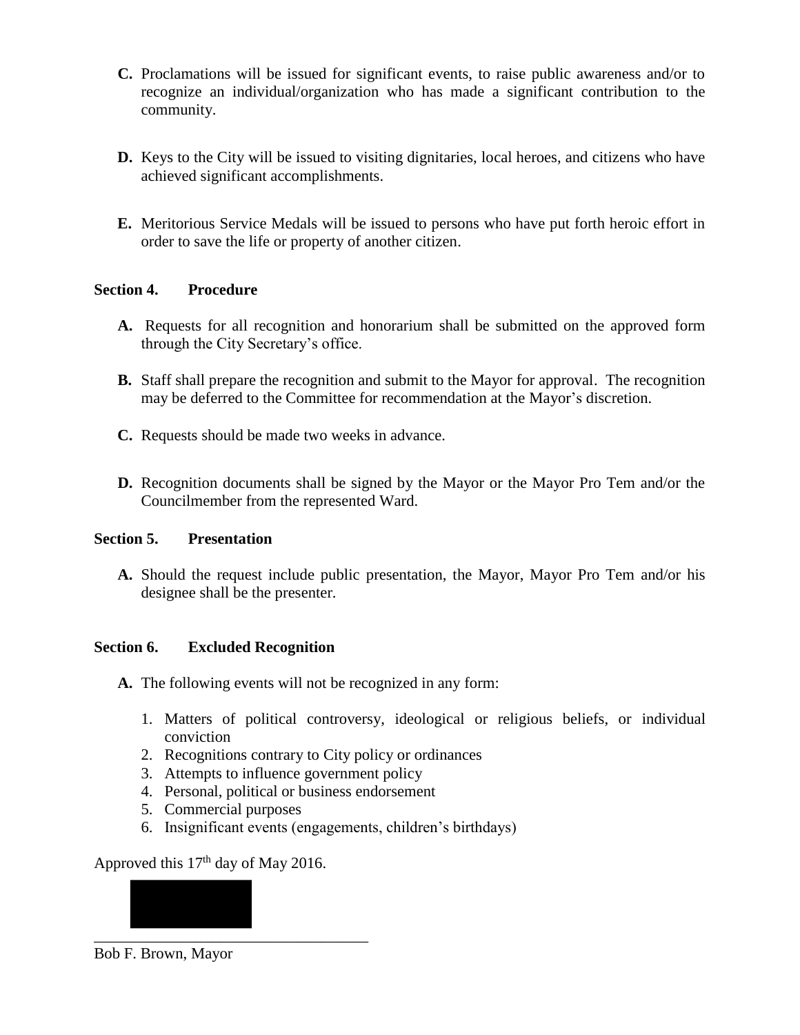**C.** Proclamations will be issued for significant events, to raise public awareness and/or to recognize an individual/organization who has made a significant contribution to the community.

**D.** Keys to the City will be issued to visiting dignitaries, local heroes, and citizens who have achieved significant accomplishments.

**E.** Meritorious Service Medals will be issued to persons who have put forth heroic effort in order to save the life or property of another citizen.

**Section 4. Procedure**

**A.** Requests for all recognition and honorarium shall be submitted on the approved form through the City Secretary's office.

**B.** Staff shall prepare the recognition and submit to the Mayor for approval. The recognition may be deferred to the Committee for recommendation at the Mayor's discretion.

**C.** Requests should be made two weeks in advance.

**D.** Recognition documents shall be signed by the Mayor or the Mayor Pro Tem and/or the Councilmember from the represented Ward.

**Section 5. Presentation**

**A.** Should the request include public presentation, the Mayor, Mayor Pro Tem and/or his designee shall be the presenter.

**Section 6. Excluded Recognition**

**A.** The following events will not be recognized in any form:

1. Matters of political controversy, ideological or religious beliefs, or individual conviction
2. Recognitions contrary to City policy or ordinances
3. Attempts to influence government policy
4. Personal, political or business endorsement
5. Commercial purposes
6. Insignificant events (engagements, children's birthdays)

Approved this 17th day of May 2016.

\_\_\_\_\_\_\_\_\_\_\_\_\_\_\_\_\_\_\_\_\_\_\_\_\_\_\_\_\_\_\_\_\_\_

Bob F. Brown, Mayor